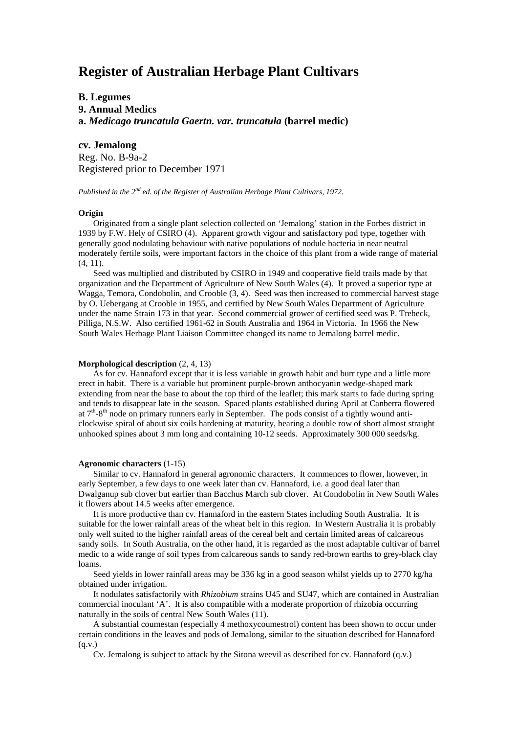# Register of Australian Herbage Plant Cultivars

**B. Legumes**
**9. Annual Medics**
**a. *Medicago truncatula Gaertn. var. truncatula* (barrel medic)**

**cv. Jemalong**
Reg. No. B-9a-2
Registered prior to December 1971

*Published in the 2nd ed. of the Register of Australian Herbage Plant Cultivars, 1972.*

**Origin**

Originated from a single plant selection collected on 'Jemalong' station in the Forbes district in 1939 by F.W. Hely of CSIRO (4). Apparent growth vigour and satisfactory pod type, together with generally good nodulating behaviour with native populations of nodule bacteria in near neutral moderately fertile soils, were important factors in the choice of this plant from a wide range of material (4, 11).

Seed was multiplied and distributed by CSIRO in 1949 and cooperative field trails made by that organization and the Department of Agriculture of New South Wales (4). It proved a superior type at Wagga, Temora, Condobolin, and Crooble (3, 4). Seed was then increased to commercial harvest stage by O. Uebergang at Crooble in 1955, and certified by New South Wales Department of Agriculture under the name Strain 173 in that year. Second commercial grower of certified seed was P. Trebeck, Pilliga, N.S.W. Also certified 1961-62 in South Australia and 1964 in Victoria. In 1966 the New South Wales Herbage Plant Liaison Committee changed its name to Jemalong barrel medic.

**Morphological description** (2, 4, 13)

As for cv. Hannaford except that it is less variable in growth habit and burr type and a little more erect in habit. There is a variable but prominent purple-brown anthocyanin wedge-shaped mark extending from near the base to about the top third of the leaflet; this mark starts to fade during spring and tends to disappear late in the season. Spaced plants established during April at Canberra flowered at 7th-8th node on primary runners early in September. The pods consist of a tightly wound anti-clockwise spiral of about six coils hardening at maturity, bearing a double row of short almost straight unhooked spines about 3 mm long and containing 10-12 seeds. Approximately 300 000 seeds/kg.

**Agronomic characters** (1-15)

Similar to cv. Hannaford in general agronomic characters. It commences to flower, however, in early September, a few days to one week later than cv. Hannaford, i.e. a good deal later than Dwalganup sub clover but earlier than Bacchus March sub clover. At Condobolin in New South Wales it flowers about 14.5 weeks after emergence.

It is more productive than cv. Hannaford in the eastern States including South Australia. It is suitable for the lower rainfall areas of the wheat belt in this region. In Western Australia it is probably only well suited to the higher rainfall areas of the cereal belt and certain limited areas of calcareous sandy soils. In South Australia, on the other hand, it is regarded as the most adaptable cultivar of barrel medic to a wide range of soil types from calcareous sands to sandy red-brown earths to grey-black clay loams.

Seed yields in lower rainfall areas may be 336 kg in a good season whilst yields up to 2770 kg/ha obtained under irrigation.

It nodulates satisfactorily with *Rhizobium* strains U45 and SU47, which are contained in Australian commercial inoculant 'A'. It is also compatible with a moderate proportion of rhizobia occurring naturally in the soils of central New South Wales (11).

A substantial coumestan (especially 4 methoxycoumestrol) content has been shown to occur under certain conditions in the leaves and pods of Jemalong, similar to the situation described for Hannaford (q.v.)

Cv. Jemalong is subject to attack by the Sitona weevil as described for cv. Hannaford (q.v.)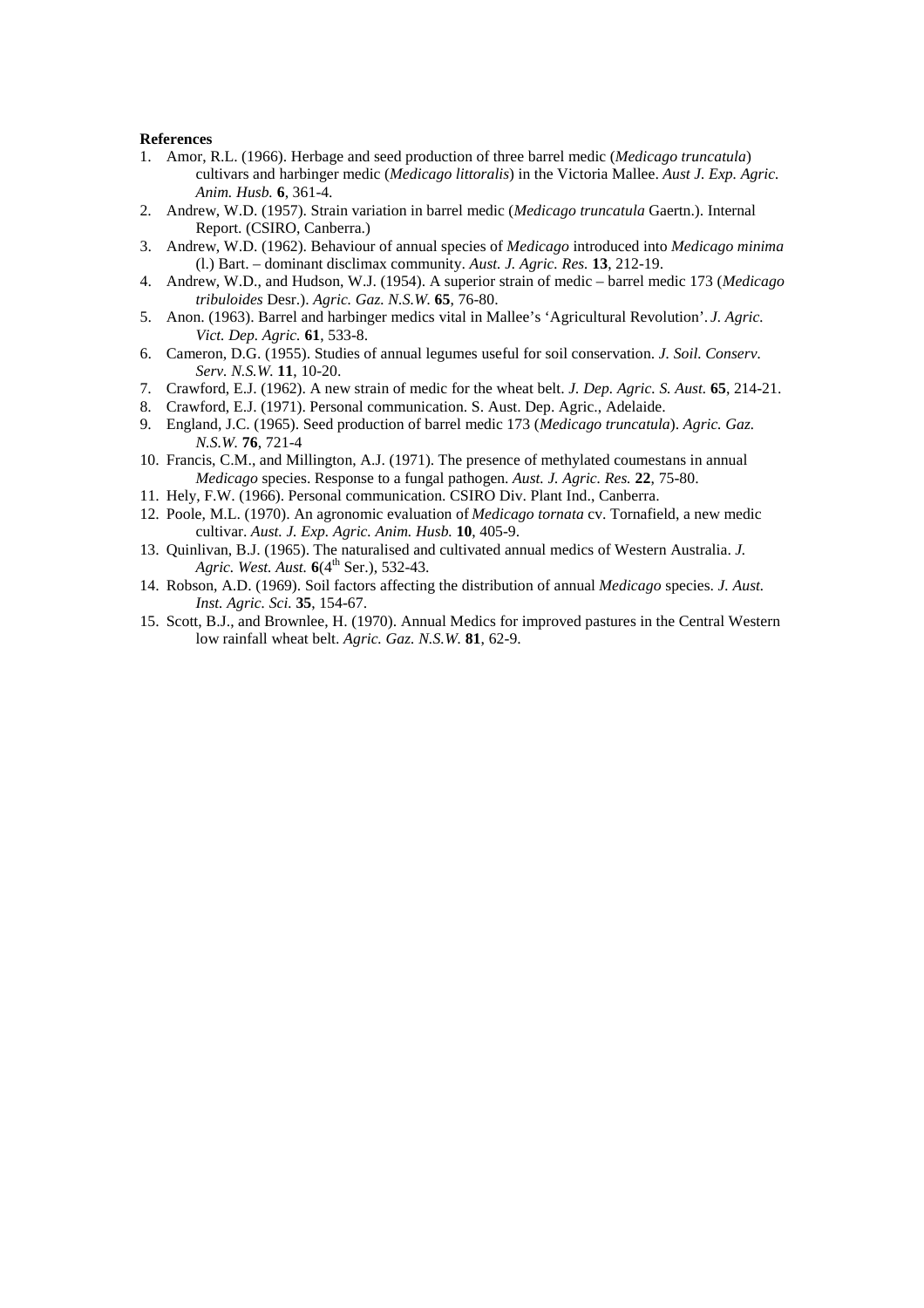**References**

1. Amor, R.L. (1966). Herbage and seed production of three barrel medic (*Medicago truncatula*) cultivars and harbinger medic (*Medicago littoralis*) in the Victoria Mallee. *Aust J. Exp. Agric. Anim. Husb.* **6**, 361-4.
2. Andrew, W.D. (1957). Strain variation in barrel medic (*Medicago truncatula* Gaertn.). Internal Report. (CSIRO, Canberra.)
3. Andrew, W.D. (1962). Behaviour of annual species of *Medicago* introduced into *Medicago minima* (l.) Bart. – dominant disclimax community. *Aust. J. Agric. Res.* **13**, 212-19.
4. Andrew, W.D., and Hudson, W.J. (1954). A superior strain of medic – barrel medic 173 (*Medicago tribuloides* Desr.). *Agric. Gaz. N.S.W.* **65**, 76-80.
5. Anon. (1963). Barrel and harbinger medics vital in Mallee's 'Agricultural Revolution'. *J. Agric. Vict. Dep. Agric.* **61**, 533-8.
6. Cameron, D.G. (1955). Studies of annual legumes useful for soil conservation. *J. Soil. Conserv. Serv. N.S.W.* **11**, 10-20.
7. Crawford, E.J. (1962). A new strain of medic for the wheat belt. *J. Dep. Agric. S. Aust.* **65**, 214-21.
8. Crawford, E.J. (1971). Personal communication. S. Aust. Dep. Agric., Adelaide.
9. England, J.C. (1965). Seed production of barrel medic 173 (*Medicago truncatula*). *Agric. Gaz. N.S.W.* **76**, 721-4
10. Francis, C.M., and Millington, A.J. (1971). The presence of methylated coumestans in annual *Medicago* species. Response to a fungal pathogen. *Aust. J. Agric. Res.* **22**, 75-80.
11. Hely, F.W. (1966). Personal communication. CSIRO Div. Plant Ind., Canberra.
12. Poole, M.L. (1970). An agronomic evaluation of *Medicago tornata* cv. Tornafield, a new medic cultivar. *Aust. J. Exp. Agric. Anim. Husb.* **10**, 405-9.
13. Quinlivan, B.J. (1965). The naturalised and cultivated annual medics of Western Australia. *J. Agric. West. Aust.* **6**(4th Ser.), 532-43.
14. Robson, A.D. (1969). Soil factors affecting the distribution of annual *Medicago* species. *J. Aust. Inst. Agric. Sci.* **35**, 154-67.
15. Scott, B.J., and Brownlee, H. (1970). Annual Medics for improved pastures in the Central Western low rainfall wheat belt. *Agric. Gaz. N.S.W.* **81**, 62-9.